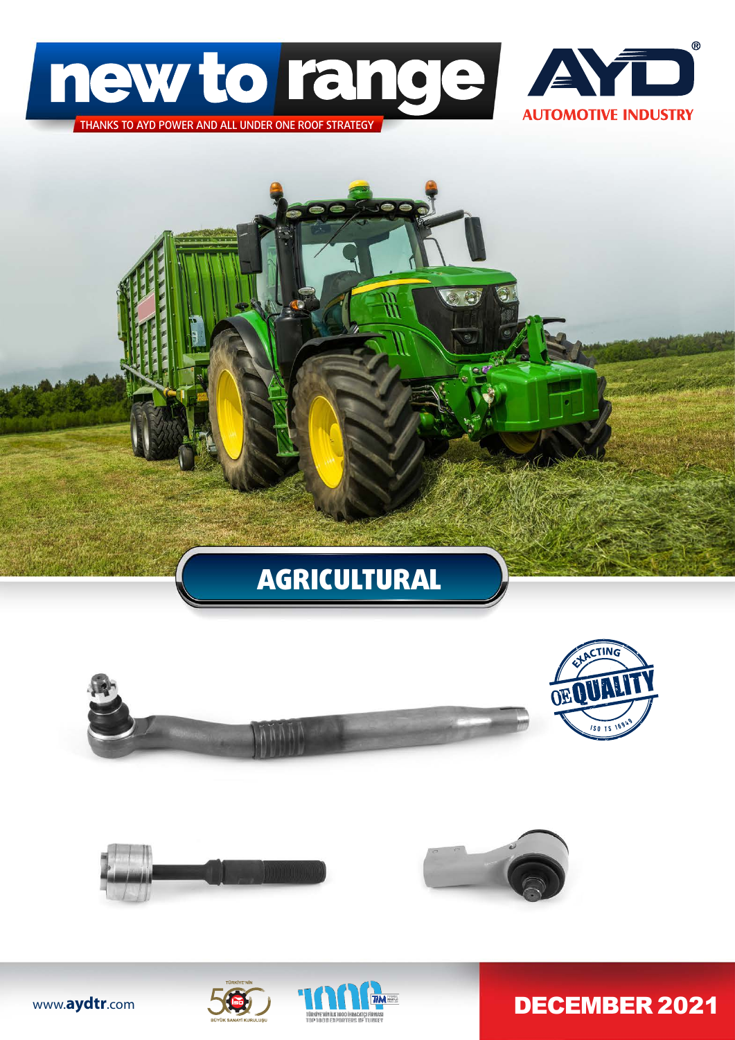# new to range

THANKS TO AYD POWER AND ALL UNDER ONE ROOF STRATEGY

AYD®
AUTOMOTIVE INDUSTRY

## AGRICULTURAL

EXACTING OE QUALITY ISO TS 16949

www.aydtr.com

DECEMBER 2021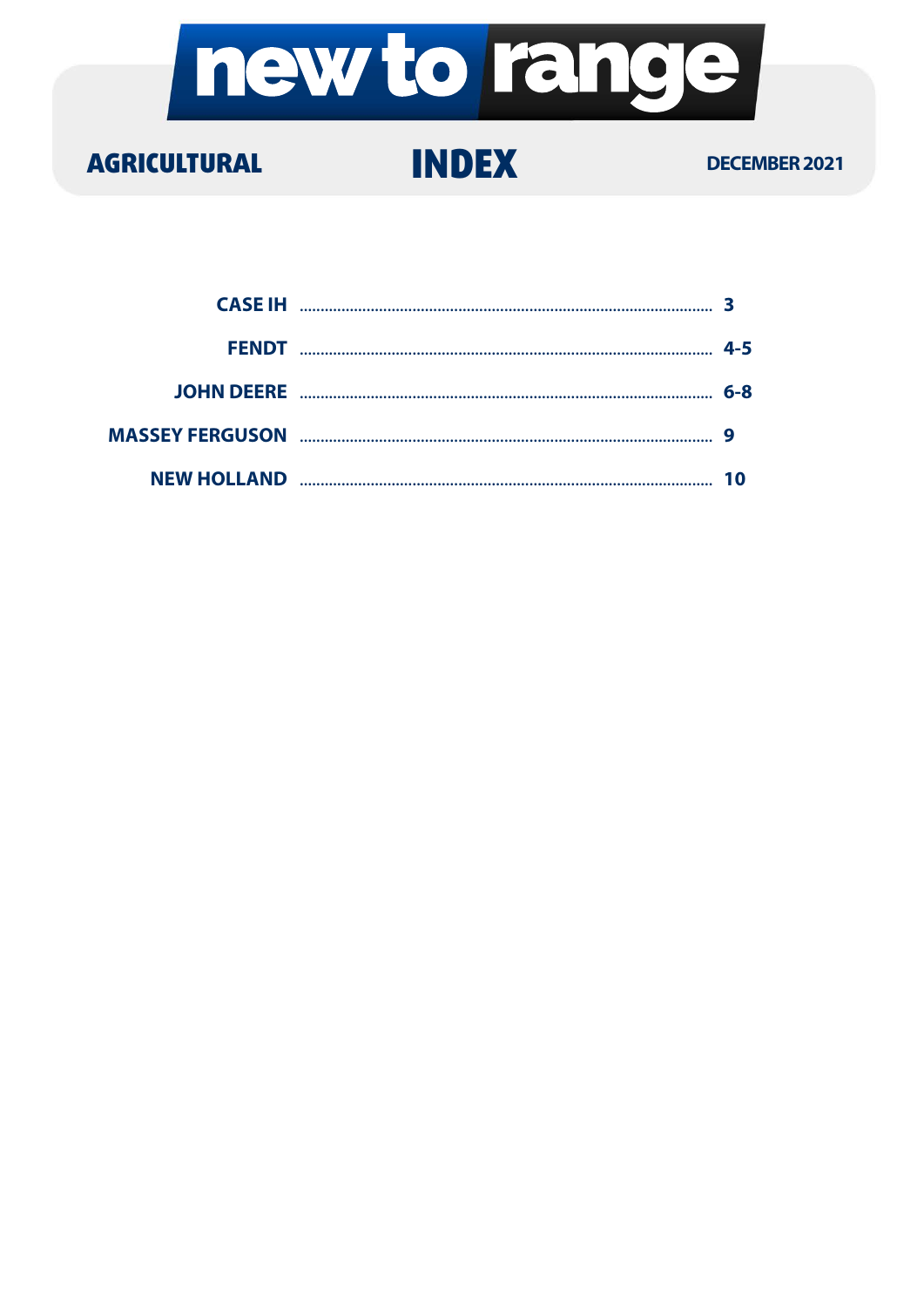# new to range

**AGRICULTURAL** | **INDEX** | **DECEMBER 2021**

| | |
|---|---|
| CASE IH | 3 |
| FENDT | 4-5 |
| JOHN DEERE | 6-8 |
| MASSEY FERGUSON | 9 |
| NEW HOLLAND | 10 |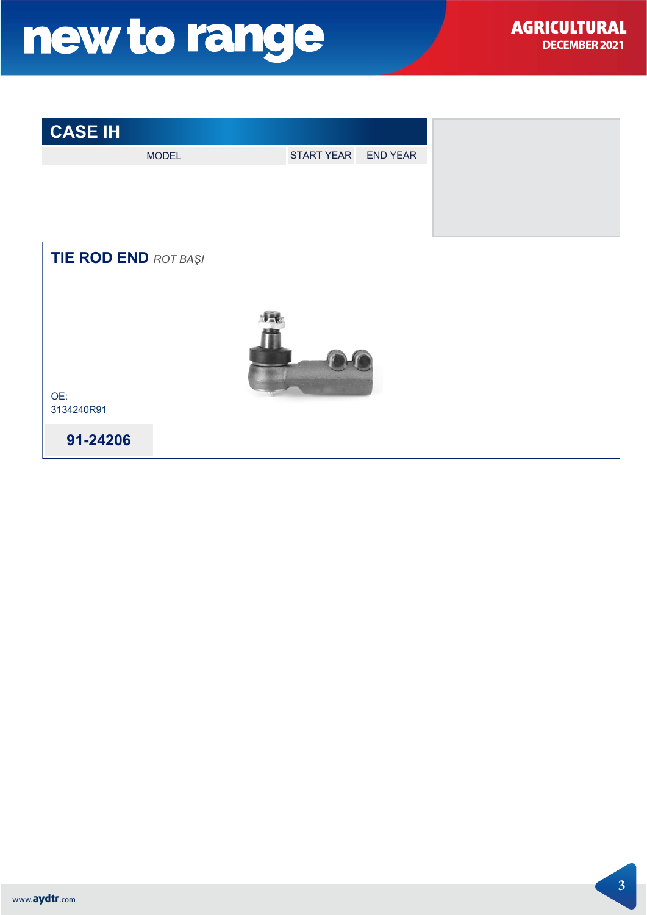## CASE IH

| MODEL | START YEAR | END YEAR |
|---|---|---|
| | | |

### TIE ROD END *ROT BAŞI*

OE:
3134240R91

**91-24206**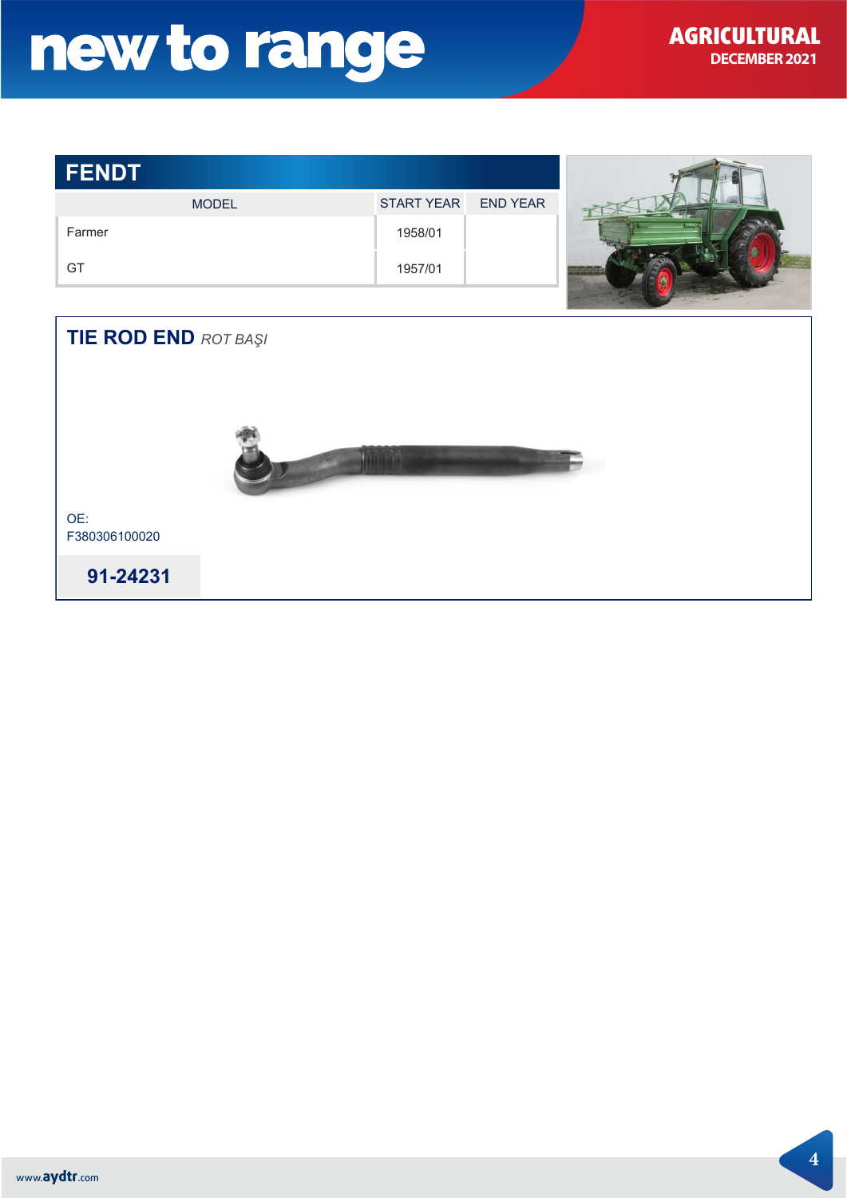# new to range

**AGRICULTURAL**
**DECEMBER 2021**

## FENDT

| MODEL | START YEAR | END YEAR |
|---|---|---|
| Farmer | 1958/01 | |
| GT | 1957/01 | |

### TIE ROD END *ROT BAŞI*

OE:
F380306100020

**91-24231**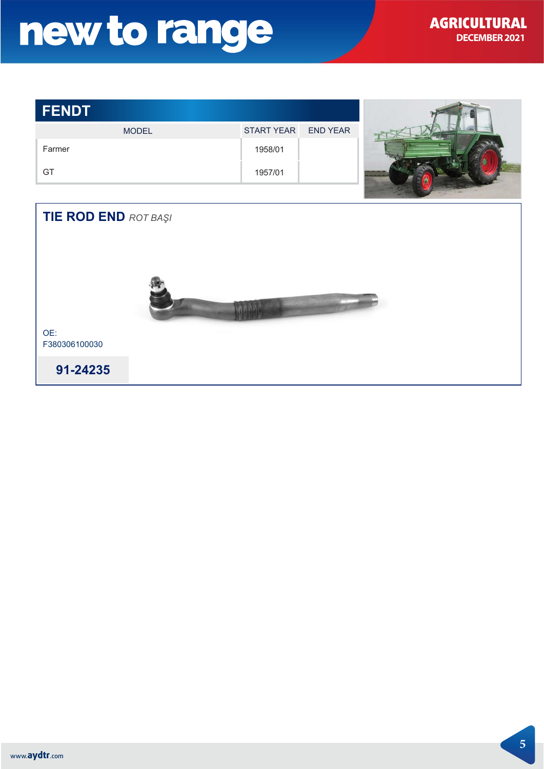## FENDT

| MODEL | START YEAR | END YEAR |
|---|---|---|
| Farmer | 1958/01 | |
| GT | 1957/01 | |

### TIE ROD END *ROT BAŞI*

OE:
F380306100030

**91-24235**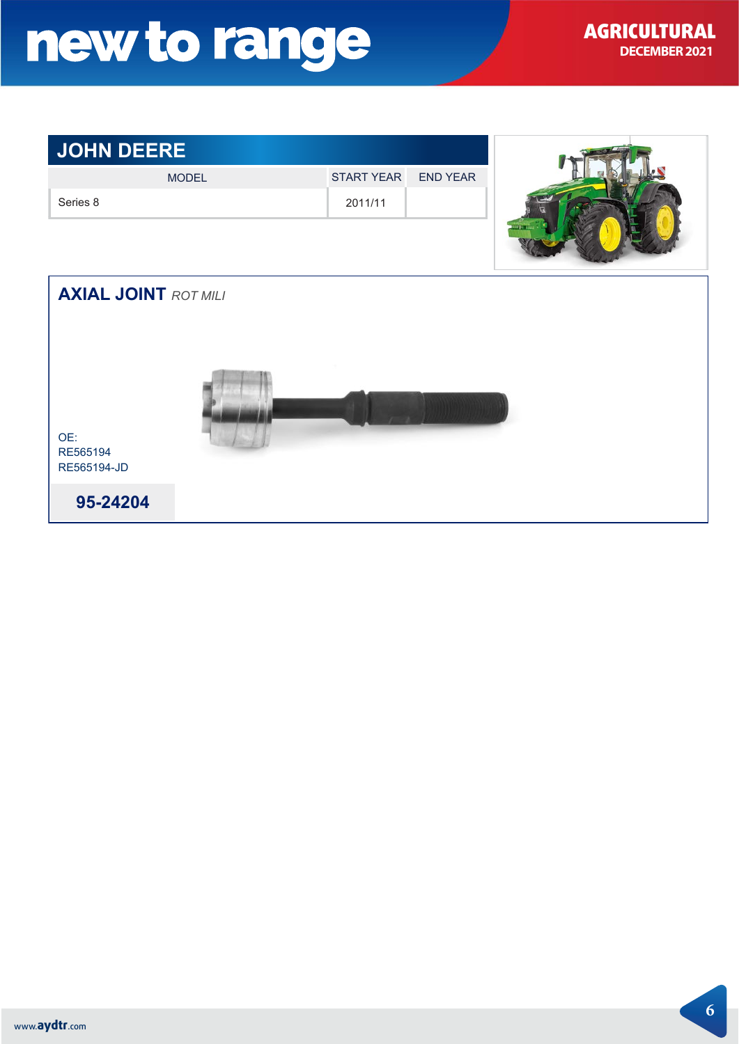# new to range

**AGRICULTURAL**
**DECEMBER 2021**

## JOHN DEERE

| MODEL | START YEAR | END YEAR |
|---|---|---|
| Series 8 | 2011/11 | |

### AXIAL JOINT *ROT MILI*

OE:
RE565194
RE565194-JD

**95-24204**

www.aydtr.com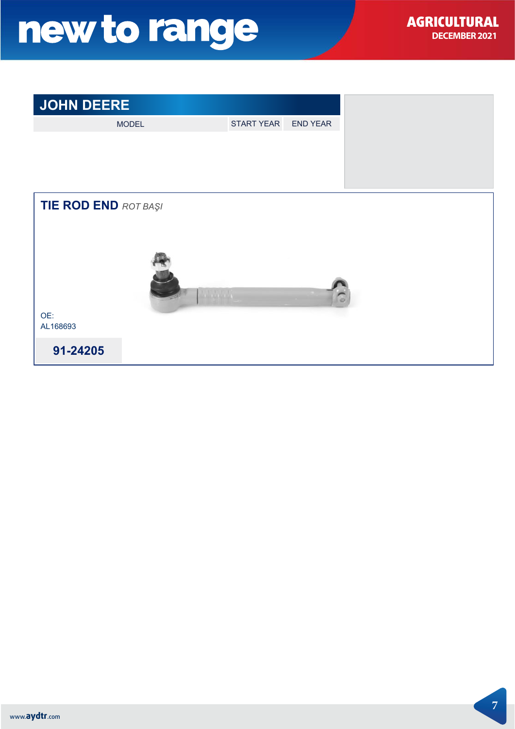# new to range

**AGRICULTURAL**
**DECEMBER 2021**

## JOHN DEERE

| MODEL | START YEAR | END YEAR |
|---|---|---|

### TIE ROD END *ROT BAŞI*

OE:
AL168693

**91-24205**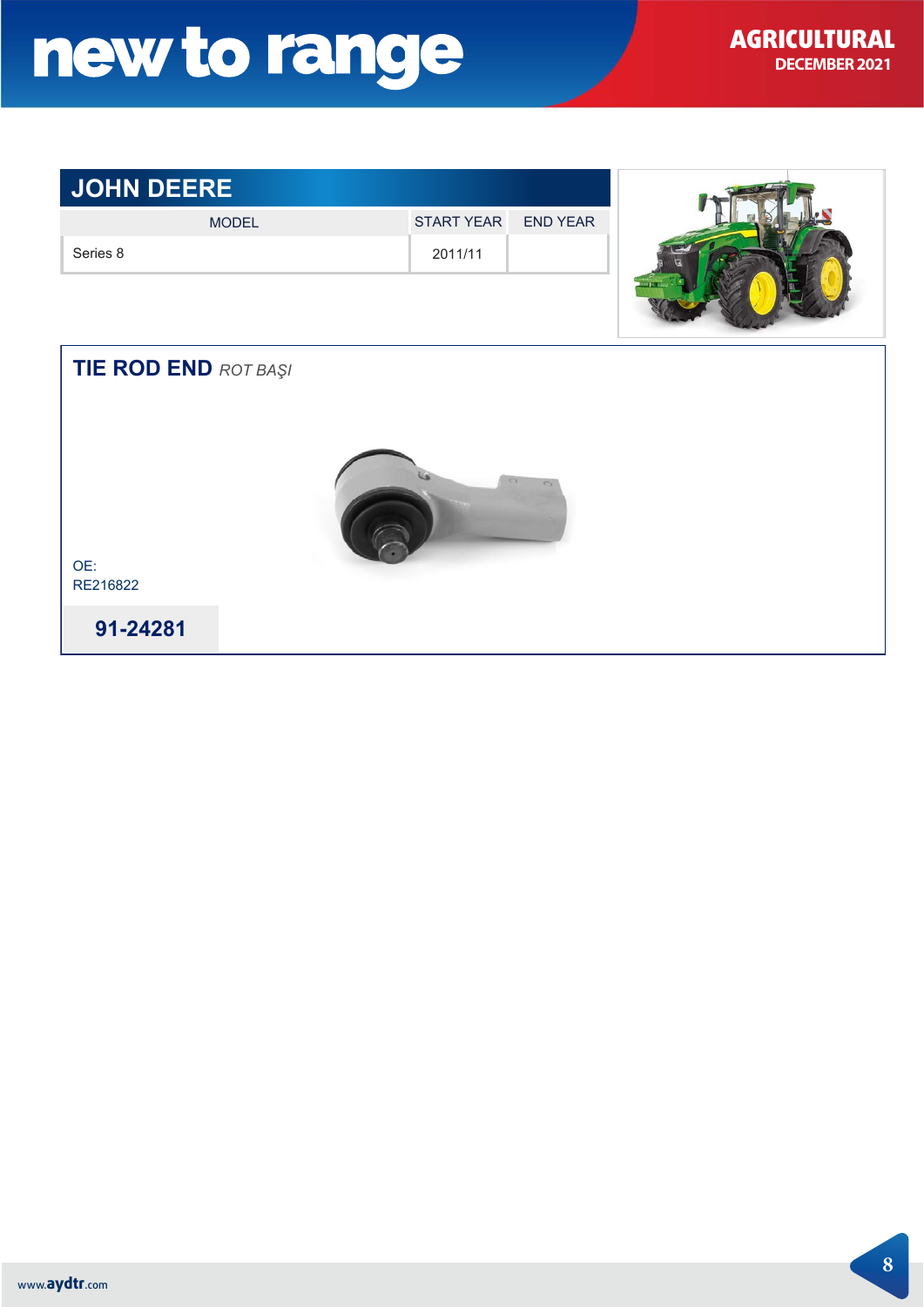# new to range

**AGRICULTURAL**
**DECEMBER 2021**

## JOHN DEERE

| MODEL | START YEAR | END YEAR |
|---|---|---|
| Series 8 | 2011/11 | |

### TIE ROD END *ROT BAŞI*

OE:
RE216822

**91-24281**

www.aydtr.com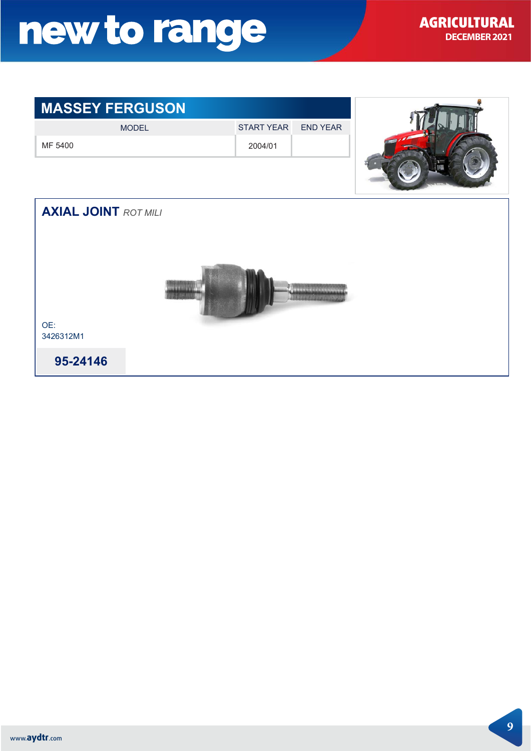# new to range

**AGRICULTURAL**
**DECEMBER 2021**

## MASSEY FERGUSON

| MODEL | START YEAR | END YEAR |
|---|---|---|
| MF 5400 | 2004/01 | |

### AXIAL JOINT *ROT MILI*

OE:
3426312M1

**95-24146**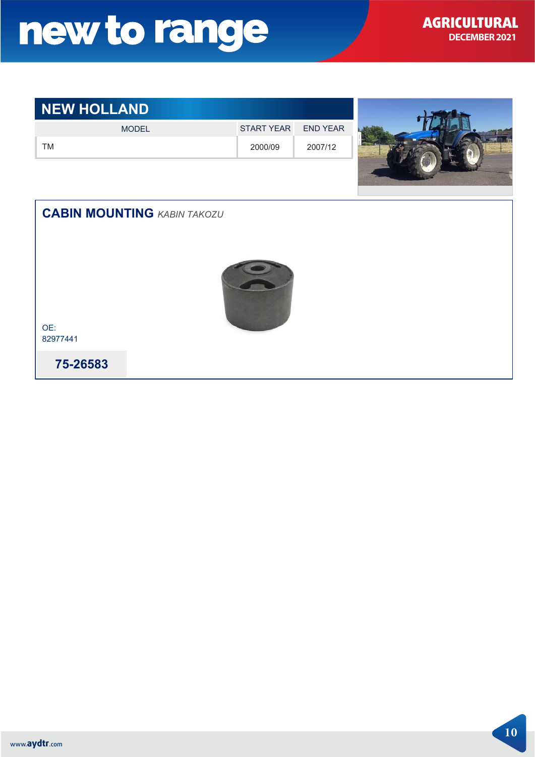# new to range

**AGRICULTURAL**
**DECEMBER 2021**

## NEW HOLLAND

| MODEL | START YEAR | END YEAR |
|---|---|---|
| TM | 2000/09 | 2007/12 |

### CABIN MOUNTING *KABIN TAKOZU*

OE:
82977441

**75-26583**

www.aydtr.com